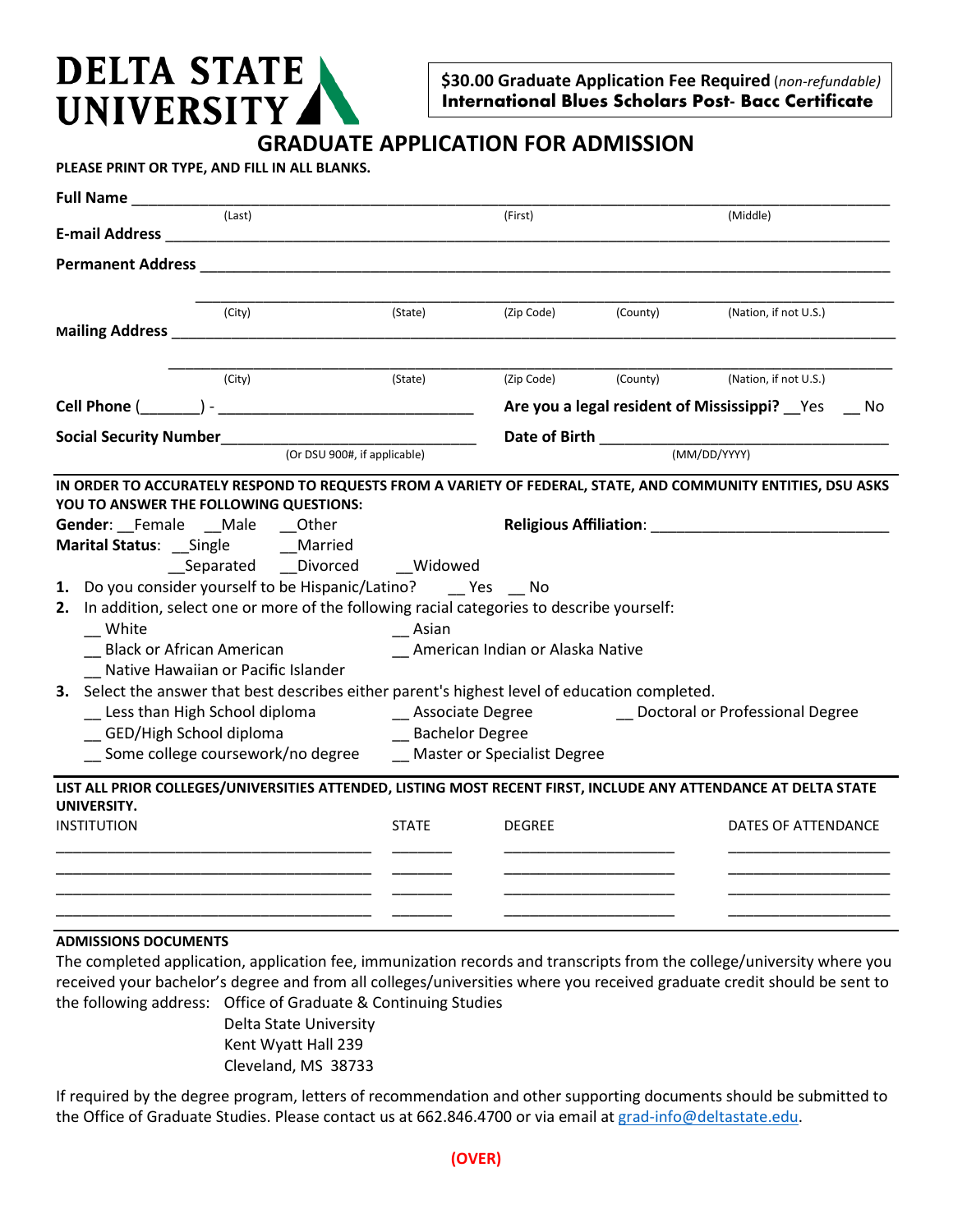# DELTA STATE UNIVERSITY

**$30.00 Graduate Application Fee Required** (*non-refundable*)
**International Blues Scholars Post- Bacc Certificate**

## GRADUATE APPLICATION FOR ADMISSION

**PLEASE PRINT OR TYPE, AND FILL IN ALL BLANKS.**

**Full Name** ______________________________________________________________
(Last) (First) (Middle)

**E-mail Address** __________________________________________________________

**Permanent Address** _______________________________________________________

_______________________________________________________________________
(City) (State) (Zip Code) (County) (Nation, if not U.S.)

**Mailing Address** _________________________________________________________

_______________________________________________________________________
(City) (State) (Zip Code) (County) (Nation, if not U.S.)

**Cell Phone** (_______) - ___________________________

**Are you a legal resident of Mississippi?** __Yes __ No

**Social Security Number**___________________________
(Or DSU 900#, if applicable)

**Date of Birth** ___________________________
(MM/DD/YYYY)

**IN ORDER TO ACCURATELY RESPOND TO REQUESTS FROM A VARIETY OF FEDERAL, STATE, AND COMMUNITY ENTITIES, DSU ASKS YOU TO ANSWER THE FOLLOWING QUESTIONS:**

**Gender**: __Female __Male __Other

**Religious Affiliation**: ___________________________

**Marital Status**: __Single __Married __Separated __Divorced __Widowed

1. Do you consider yourself to be Hispanic/Latino? __ Yes __ No
2. In addition, select one or more of the following racial categories to describe yourself:
   - __ White
   - __ Asian
   - __ Black or African American
   - __ American Indian or Alaska Native
   - __ Native Hawaiian or Pacific Islander
3. Select the answer that best describes either parent's highest level of education completed.
   - __ Less than High School diploma
   - __ Associate Degree
   - __ Doctoral or Professional Degree
   - __ GED/High School diploma
   - __ Bachelor Degree
   - __ Some college coursework/no degree
   - __ Master or Specialist Degree

**LIST ALL PRIOR COLLEGES/UNIVERSITIES ATTENDED, LISTING MOST RECENT FIRST, INCLUDE ANY ATTENDANCE AT DELTA STATE UNIVERSITY.**

| INSTITUTION | STATE | DEGREE | DATES OF ATTENDANCE |
|---|---|---|---|
| | | | |
| | | | |
| | | | |
| | | | |

**ADMISSIONS DOCUMENTS**

The completed application, application fee, immunization records and transcripts from the college/university where you received your bachelor's degree and from all colleges/universities where you received graduate credit should be sent to the following address:

Office of Graduate & Continuing Studies
Delta State University
Kent Wyatt Hall 239
Cleveland, MS 38733

If required by the degree program, letters of recommendation and other supporting documents should be submitted to the Office of Graduate Studies. Please contact us at 662.846.4700 or via email at grad-info@deltastate.edu.

**(OVER)**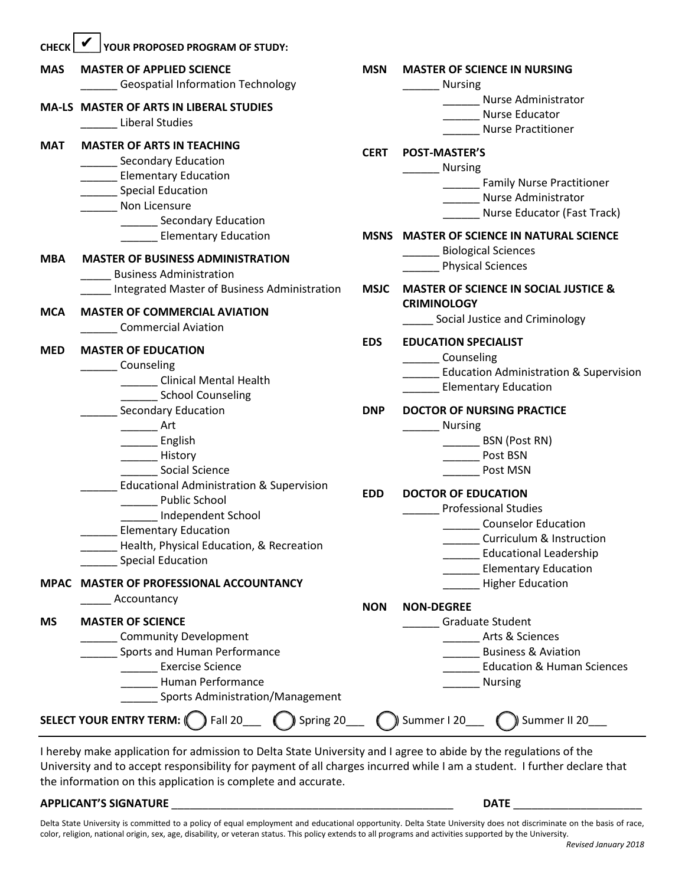**CHECK ✔ YOUR PROPOSED PROGRAM OF STUDY:**

**MAS MASTER OF APPLIED SCIENCE**
______ Geospatial Information Technology

**MA-LS MASTER OF ARTS IN LIBERAL STUDIES**
______ Liberal Studies

**MAT MASTER OF ARTS IN TEACHING**
______ Secondary Education
______ Elementary Education
______ Special Education
______ Non Licensure
 ______ Secondary Education
 ______ Elementary Education

**MBA MASTER OF BUSINESS ADMINISTRATION**
_____ Business Administration
_____ Integrated Master of Business Administration

**MCA MASTER OF COMMERCIAL AVIATION**
______ Commercial Aviation

**MED MASTER OF EDUCATION**
______ Counseling
 ______ Clinical Mental Health
 ______ School Counseling
______ Secondary Education
 ______ Art
 ______ English
 ______ History
 ______ Social Science
______ Educational Administration & Supervision
 ______ Public School
 ______ Independent School
______ Elementary Education
______ Health, Physical Education, & Recreation
______ Special Education

**MPAC MASTER OF PROFESSIONAL ACCOUNTANCY**
_____ Accountancy

**MS MASTER OF SCIENCE**
______ Community Development
______ Sports and Human Performance
 ______ Exercise Science
 ______ Human Performance
 ______ Sports Administration/Management

**MSN MASTER OF SCIENCE IN NURSING**
______ Nursing
 ______ Nurse Administrator
 ______ Nurse Educator
 ______ Nurse Practitioner

**CERT POST-MASTER'S**
______ Nursing
 ______ Family Nurse Practitioner
 ______ Nurse Administrator
 ______ Nurse Educator (Fast Track)

**MSNS MASTER OF SCIENCE IN NATURAL SCIENCE**
______ Biological Sciences
______ Physical Sciences

**MSJC MASTER OF SCIENCE IN SOCIAL JUSTICE & CRIMINOLOGY**
_____ Social Justice and Criminology

**EDS EDUCATION SPECIALIST**
______ Counseling
______ Education Administration & Supervision
______ Elementary Education

**DNP DOCTOR OF NURSING PRACTICE**
______ Nursing
 ______ BSN (Post RN)
 ______ Post BSN
 ______ Post MSN

**EDD DOCTOR OF EDUCATION**
______ Professional Studies
 ______ Counselor Education
 ______ Curriculum & Instruction
 ______ Educational Leadership
 ______ Elementary Education
 ______ Higher Education

**NON NON-DEGREE**
______ Graduate Student
 ______ Arts & Sciences
 ______ Business & Aviation
 ______ Education & Human Sciences
 ______ Nursing

**SELECT YOUR ENTRY TERM:** ◯ Fall 20___ ◯ Spring 20___ ◯ Summer I 20___ ◯ Summer II 20___

---

I hereby make application for admission to Delta State University and I agree to abide by the regulations of the University and to accept responsibility for payment of all charges incurred while I am a student. I further declare that the information on this application is complete and accurate.

**APPLICANT'S SIGNATURE** ________________________________________________ **DATE** _____________________

Delta State University is committed to a policy of equal employment and educational opportunity. Delta State University does not discriminate on the basis of race, color, religion, national origin, sex, age, disability, or veteran status. This policy extends to all programs and activities supported by the University.

*Revised January 2018*